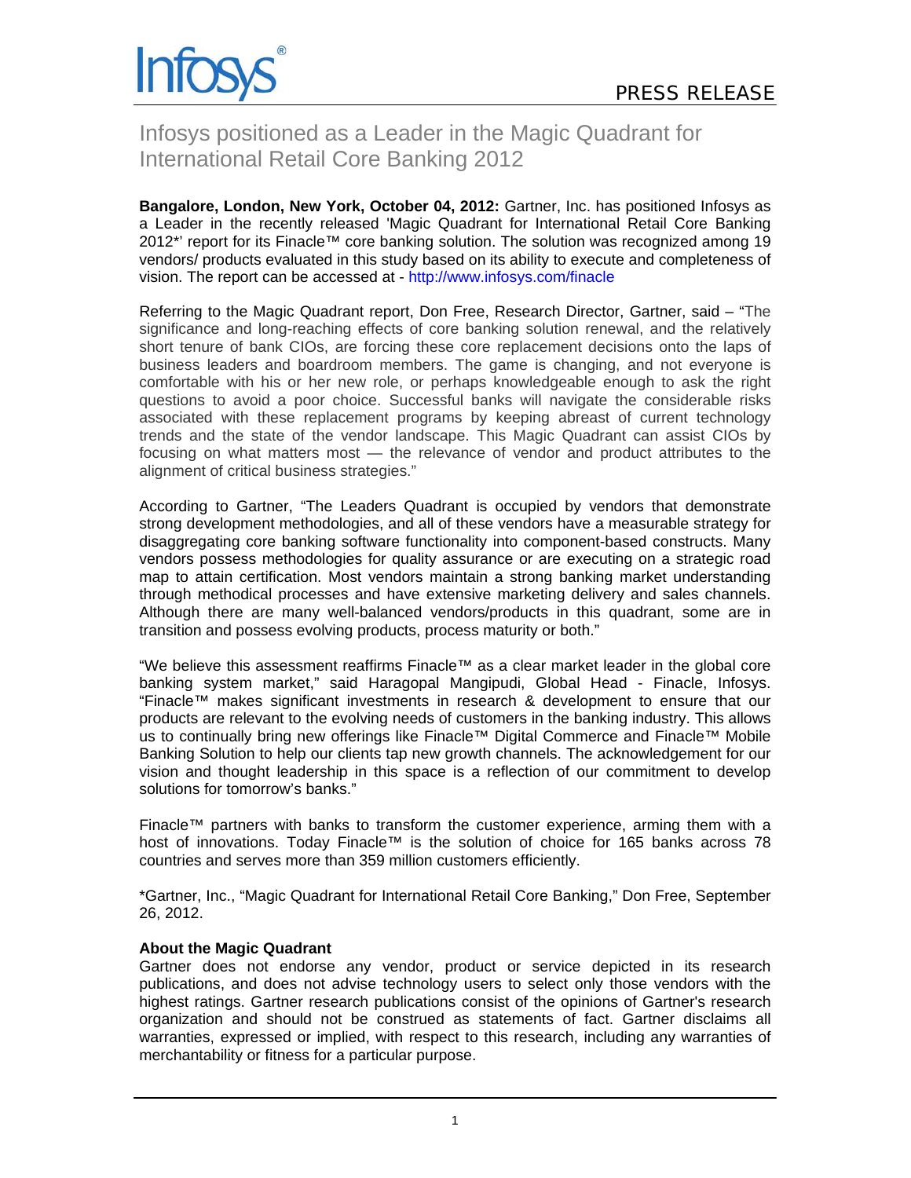Infosys®

PRESS RELEASE

# Infosys positioned as a Leader in the Magic Quadrant for International Retail Core Banking 2012

**Bangalore, London, New York, October 04, 2012:** Gartner, Inc. has positioned Infosys as a Leader in the recently released 'Magic Quadrant for International Retail Core Banking 2012*' report for its Finacle™ core banking solution. The solution was recognized among 19 vendors/ products evaluated in this study based on its ability to execute and completeness of vision. The report can be accessed at - http://www.infosys.com/finacle

Referring to the Magic Quadrant report, Don Free, Research Director, Gartner, said – "The significance and long-reaching effects of core banking solution renewal, and the relatively short tenure of bank CIOs, are forcing these core replacement decisions onto the laps of business leaders and boardroom members. The game is changing, and not everyone is comfortable with his or her new role, or perhaps knowledgeable enough to ask the right questions to avoid a poor choice. Successful banks will navigate the considerable risks associated with these replacement programs by keeping abreast of current technology trends and the state of the vendor landscape. This Magic Quadrant can assist CIOs by focusing on what matters most — the relevance of vendor and product attributes to the alignment of critical business strategies."

According to Gartner, "The Leaders Quadrant is occupied by vendors that demonstrate strong development methodologies, and all of these vendors have a measurable strategy for disaggregating core banking software functionality into component-based constructs. Many vendors possess methodologies for quality assurance or are executing on a strategic road map to attain certification. Most vendors maintain a strong banking market understanding through methodical processes and have extensive marketing delivery and sales channels. Although there are many well-balanced vendors/products in this quadrant, some are in transition and possess evolving products, process maturity or both."

"We believe this assessment reaffirms Finacle™ as a clear market leader in the global core banking system market," said Haragopal Mangipudi, Global Head - Finacle, Infosys. "Finacle™ makes significant investments in research & development to ensure that our products are relevant to the evolving needs of customers in the banking industry. This allows us to continually bring new offerings like Finacle™ Digital Commerce and Finacle™ Mobile Banking Solution to help our clients tap new growth channels. The acknowledgement for our vision and thought leadership in this space is a reflection of our commitment to develop solutions for tomorrow's banks."

Finacle™ partners with banks to transform the customer experience, arming them with a host of innovations. Today Finacle™ is the solution of choice for 165 banks across 78 countries and serves more than 359 million customers efficiently.

*Gartner, Inc., "Magic Quadrant for International Retail Core Banking," Don Free, September 26, 2012.

**About the Magic Quadrant**

Gartner does not endorse any vendor, product or service depicted in its research publications, and does not advise technology users to select only those vendors with the highest ratings. Gartner research publications consist of the opinions of Gartner's research organization and should not be construed as statements of fact. Gartner disclaims all warranties, expressed or implied, with respect to this research, including any warranties of merchantability or fitness for a particular purpose.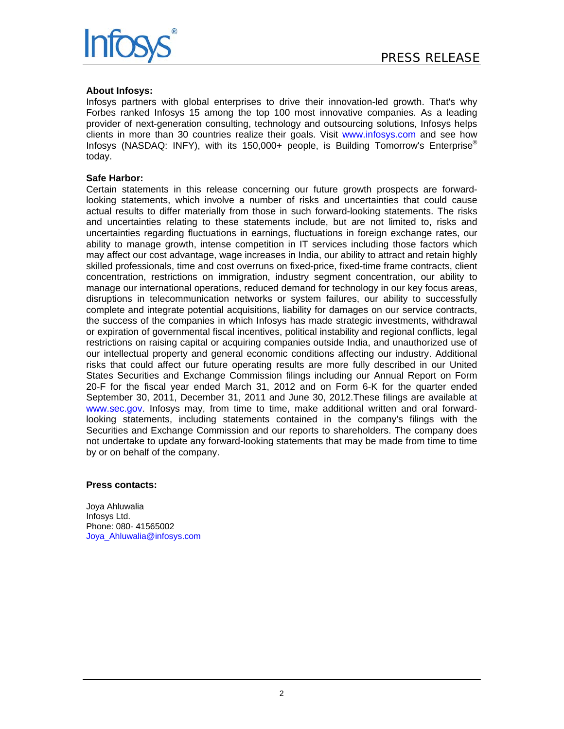**About Infosys:**

Infosys partners with global enterprises to drive their innovation-led growth. That's why Forbes ranked Infosys 15 among the top 100 most innovative companies. As a leading provider of next-generation consulting, technology and outsourcing solutions, Infosys helps clients in more than 30 countries realize their goals. Visit www.infosys.com and see how Infosys (NASDAQ: INFY), with its 150,000+ people, is Building Tomorrow's Enterprise® today.

**Safe Harbor:**

Certain statements in this release concerning our future growth prospects are forward-looking statements, which involve a number of risks and uncertainties that could cause actual results to differ materially from those in such forward-looking statements. The risks and uncertainties relating to these statements include, but are not limited to, risks and uncertainties regarding fluctuations in earnings, fluctuations in foreign exchange rates, our ability to manage growth, intense competition in IT services including those factors which may affect our cost advantage, wage increases in India, our ability to attract and retain highly skilled professionals, time and cost overruns on fixed-price, fixed-time frame contracts, client concentration, restrictions on immigration, industry segment concentration, our ability to manage our international operations, reduced demand for technology in our key focus areas, disruptions in telecommunication networks or system failures, our ability to successfully complete and integrate potential acquisitions, liability for damages on our service contracts, the success of the companies in which Infosys has made strategic investments, withdrawal or expiration of governmental fiscal incentives, political instability and regional conflicts, legal restrictions on raising capital or acquiring companies outside India, and unauthorized use of our intellectual property and general economic conditions affecting our industry. Additional risks that could affect our future operating results are more fully described in our United States Securities and Exchange Commission filings including our Annual Report on Form 20-F for the fiscal year ended March 31, 2012 and on Form 6-K for the quarter ended September 30, 2011, December 31, 2011 and June 30, 2012.These filings are available at www.sec.gov. Infosys may, from time to time, make additional written and oral forward-looking statements, including statements contained in the company's filings with the Securities and Exchange Commission and our reports to shareholders. The company does not undertake to update any forward-looking statements that may be made from time to time by or on behalf of the company.

**Press contacts:**

Joya Ahluwalia
Infosys Ltd.
Phone: 080- 41565002
Joya_Ahluwalia@infosys.com